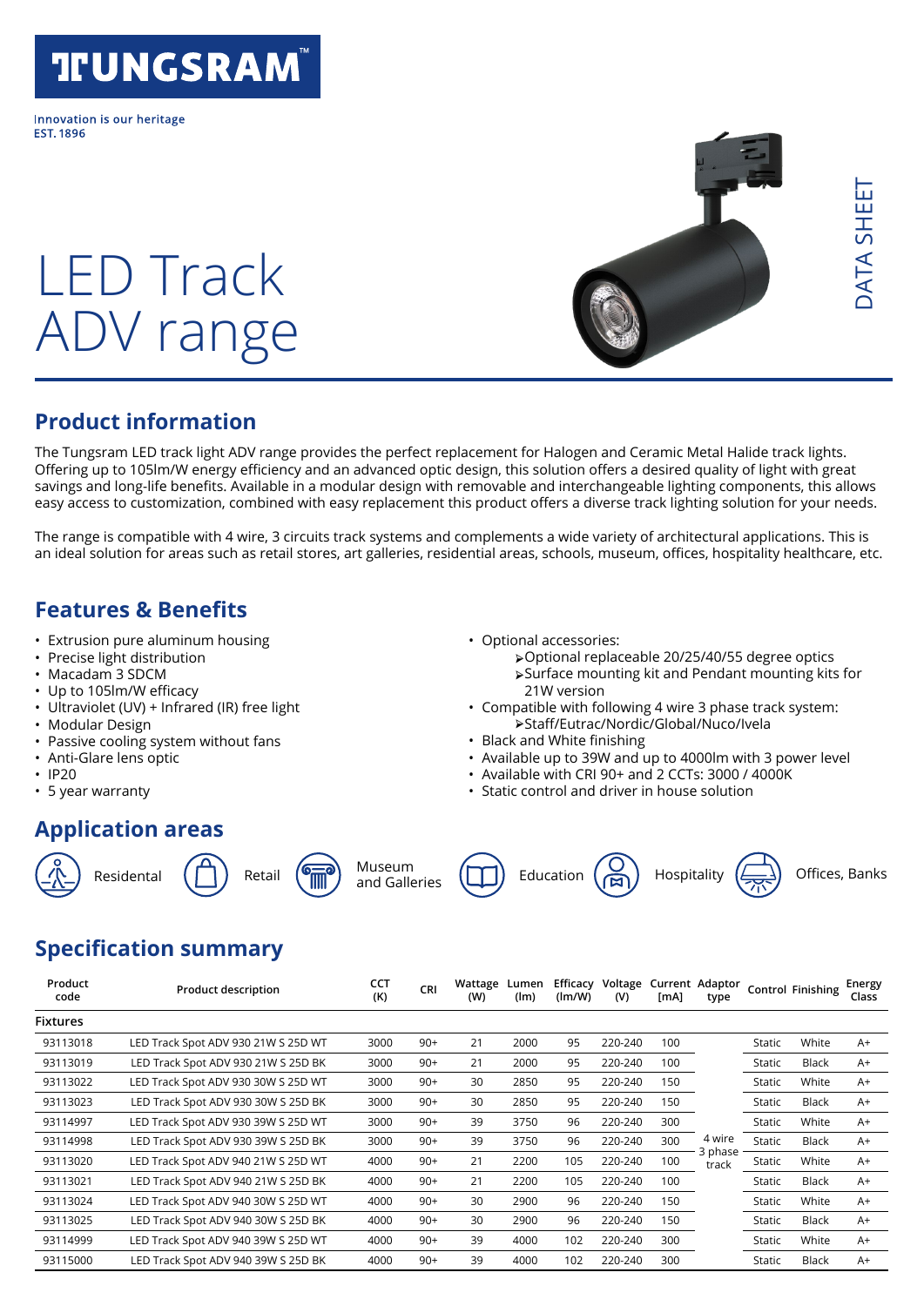# TUNGSRAM™

Innovation is our heritage
EST. 1896

# LED Track ADV range

DATA SHEET

## Product information

The Tungsram LED track light ADV range provides the perfect replacement for Halogen and Ceramic Metal Halide track lights. Offering up to 105lm/W energy efficiency and an advanced optic design, this solution offers a desired quality of light with great savings and long-life benefits. Available in a modular design with removable and interchangeable lighting components, this allows easy access to customization, combined with easy replacement this product offers a diverse track lighting solution for your needs.

The range is compatible with 4 wire, 3 circuits track systems and complements a wide variety of architectural applications. This is an ideal solution for areas such as retail stores, art galleries, residential areas, schools, museum, offices, hospitality healthcare, etc.

## Features & Benefits

- Extrusion pure aluminum housing
- Precise light distribution
- Macadam 3 SDCM
- Up to 105lm/W efficacy
- Ultraviolet (UV) + Infrared (IR) free light
- Modular Design
- Passive cooling system without fans
- Anti-Glare lens optic
- IP20
- 5 year warranty
- Optional accessories:
  - Optional replaceable 20/25/40/55 degree optics
  - Surface mounting kit and Pendant mounting kits for 21W version
- Compatible with following 4 wire 3 phase track system:
  - Staff/Eutrac/Nordic/Global/Nuco/Ivela
- Black and White finishing
- Available up to 39W and up to 4000lm with 3 power level
- Available with CRI 90+ and 2 CCTs: 3000 / 4000K
- Static control and driver in house solution

## Application areas

Residental | Retail | Museum and Galleries | Education | Hospitality | Offices, Banks

## Specification summary

| Product code | Product description | CCT (K) | CRI | Wattage (W) | Lumen (lm) | Efficacy (lm/W) | Voltage (V) | Current [mA] | Adaptor type | Control | Finishing | Energy Class |
|---|---|---|---|---|---|---|---|---|---|---|---|---|
| **Fixtures** | | | | | | | | | | | | |
| 93113018 | LED Track Spot ADV 930 21W S 25D WT | 3000 | 90+ | 21 | 2000 | 95 | 220-240 | 100 | 4 wire 3 phase track | Static | White | A+ |
| 93113019 | LED Track Spot ADV 930 21W S 25D BK | 3000 | 90+ | 21 | 2000 | 95 | 220-240 | 100 | 4 wire 3 phase track | Static | Black | A+ |
| 93113022 | LED Track Spot ADV 930 30W S 25D WT | 3000 | 90+ | 30 | 2850 | 95 | 220-240 | 150 | 4 wire 3 phase track | Static | White | A+ |
| 93113023 | LED Track Spot ADV 930 30W S 25D BK | 3000 | 90+ | 30 | 2850 | 95 | 220-240 | 150 | 4 wire 3 phase track | Static | Black | A+ |
| 93114997 | LED Track Spot ADV 930 39W S 25D WT | 3000 | 90+ | 39 | 3750 | 96 | 220-240 | 300 | 4 wire 3 phase track | Static | White | A+ |
| 93114998 | LED Track Spot ADV 930 39W S 25D BK | 3000 | 90+ | 39 | 3750 | 96 | 220-240 | 300 | 4 wire 3 phase track | Static | Black | A+ |
| 93113020 | LED Track Spot ADV 940 21W S 25D WT | 4000 | 90+ | 21 | 2200 | 105 | 220-240 | 100 | 4 wire 3 phase track | Static | White | A+ |
| 93113021 | LED Track Spot ADV 940 21W S 25D BK | 4000 | 90+ | 21 | 2200 | 105 | 220-240 | 100 | 4 wire 3 phase track | Static | Black | A+ |
| 93113024 | LED Track Spot ADV 940 30W S 25D WT | 4000 | 90+ | 30 | 2900 | 96 | 220-240 | 150 | 4 wire 3 phase track | Static | White | A+ |
| 93113025 | LED Track Spot ADV 940 30W S 25D BK | 4000 | 90+ | 30 | 2900 | 96 | 220-240 | 150 | 4 wire 3 phase track | Static | Black | A+ |
| 93114999 | LED Track Spot ADV 940 39W S 25D WT | 4000 | 90+ | 39 | 4000 | 102 | 220-240 | 300 | 4 wire 3 phase track | Static | White | A+ |
| 93115000 | LED Track Spot ADV 940 39W S 25D BK | 4000 | 90+ | 39 | 4000 | 102 | 220-240 | 300 | 4 wire 3 phase track | Static | Black | A+ |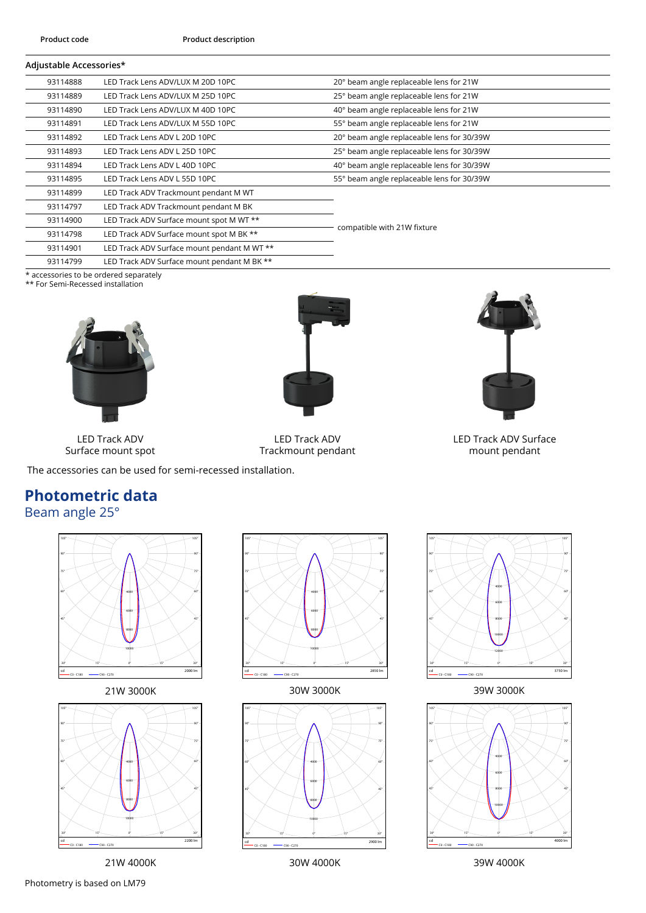| Product code | Product description | |
|---|---|---|
| **Adjustable Accessories*** | | |
| 93114888 | LED Track Lens ADV/LUX M 20D 10PC | 20° beam angle replaceable lens for 21W |
| 93114889 | LED Track Lens ADV/LUX M 25D 10PC | 25° beam angle replaceable lens for 21W |
| 93114890 | LED Track Lens ADV/LUX M 40D 10PC | 40° beam angle replaceable lens for 21W |
| 93114891 | LED Track Lens ADV/LUX M 55D 10PC | 55° beam angle replaceable lens for 21W |
| 93114892 | LED Track Lens ADV L 20D 10PC | 20° beam angle replaceable lens for 30/39W |
| 93114893 | LED Track Lens ADV L 25D 10PC | 25° beam angle replaceable lens for 30/39W |
| 93114894 | LED Track Lens ADV L 40D 10PC | 40° beam angle replaceable lens for 30/39W |
| 93114895 | LED Track Lens ADV L 55D 10PC | 55° beam angle replaceable lens for 30/39W |
| 93114899 | LED Track ADV Trackmount pendant M WT | compatible with 21W fixture |
| 93114797 | LED Track ADV Trackmount pendant M BK | compatible with 21W fixture |
| 93114900 | LED Track ADV Surface mount spot M WT ** | compatible with 21W fixture |
| 93114798 | LED Track ADV Surface mount spot M BK ** | compatible with 21W fixture |
| 93114901 | LED Track ADV Surface mount pendant M WT ** | compatible with 21W fixture |
| 93114799 | LED Track ADV Surface mount pendant M BK ** | compatible with 21W fixture |

* accessories to be ordered separately
** For Semi-Recessed installation

LED Track ADV Surface mount spot

LED Track ADV Trackmount pendant

LED Track ADV Surface mount pendant

The accessories can be used for semi-recessed installation.

# Photometric data

## Beam angle 25°

21W 3000K

30W 3000K

39W 3000K

21W 4000K

30W 4000K

39W 4000K

Photometry is based on LM79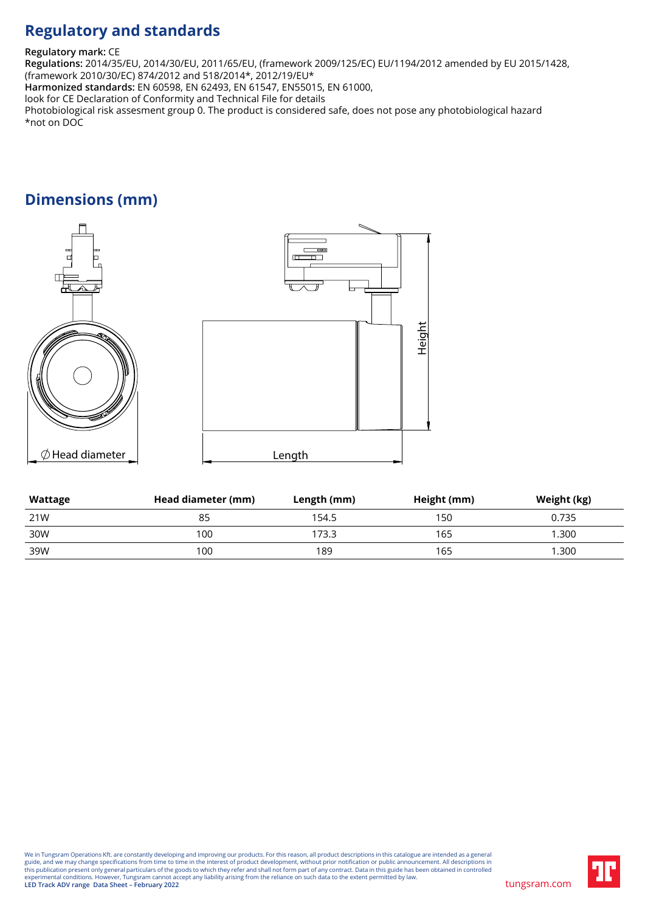## Regulatory and standards

**Regulatory mark:** CE
**Regulations:** 2014/35/EU, 2014/30/EU, 2011/65/EU, (framework 2009/125/EC) EU/1194/2012 amended by EU 2015/1428, (framework 2010/30/EC) 874/2012 and 518/2014*, 2012/19/EU*
**Harmonized standards:** EN 60598, EN 62493, EN 61547, EN55015, EN 61000,
look for CE Declaration of Conformity and Technical File for details
Photobiological risk assesment group 0. The product is considered safe, does not pose any photobiological hazard
*not on DOC

## Dimensions (mm)

Height

∅ Head diameter

Length

| Wattage | Head diameter (mm) | Length (mm) | Height (mm) | Weight (kg) |
|---|---|---|---|---|
| 21W | 85 | 154.5 | 150 | 0.735 |
| 30W | 100 | 173.3 | 165 | 1.300 |
| 39W | 100 | 189 | 165 | 1.300 |

We in Tungsram Operations Kft. are constantly developing and improving our products. For this reason, all product descriptions in this catalogue are intended as a general guide, and we may change specifications from time to time in the interest of product development, without prior notification or public announcement. All descriptions in this publication present only general particulars of the goods to which they refer and shall not form part of any contract. Data in this guide has been obtained in controlled experimental conditions. However, Tungsram cannot accept any liability arising from the reliance on such data to the extent permitted by law.
**LED Track ADV range Data Sheet – February 2022**

tungsram.com